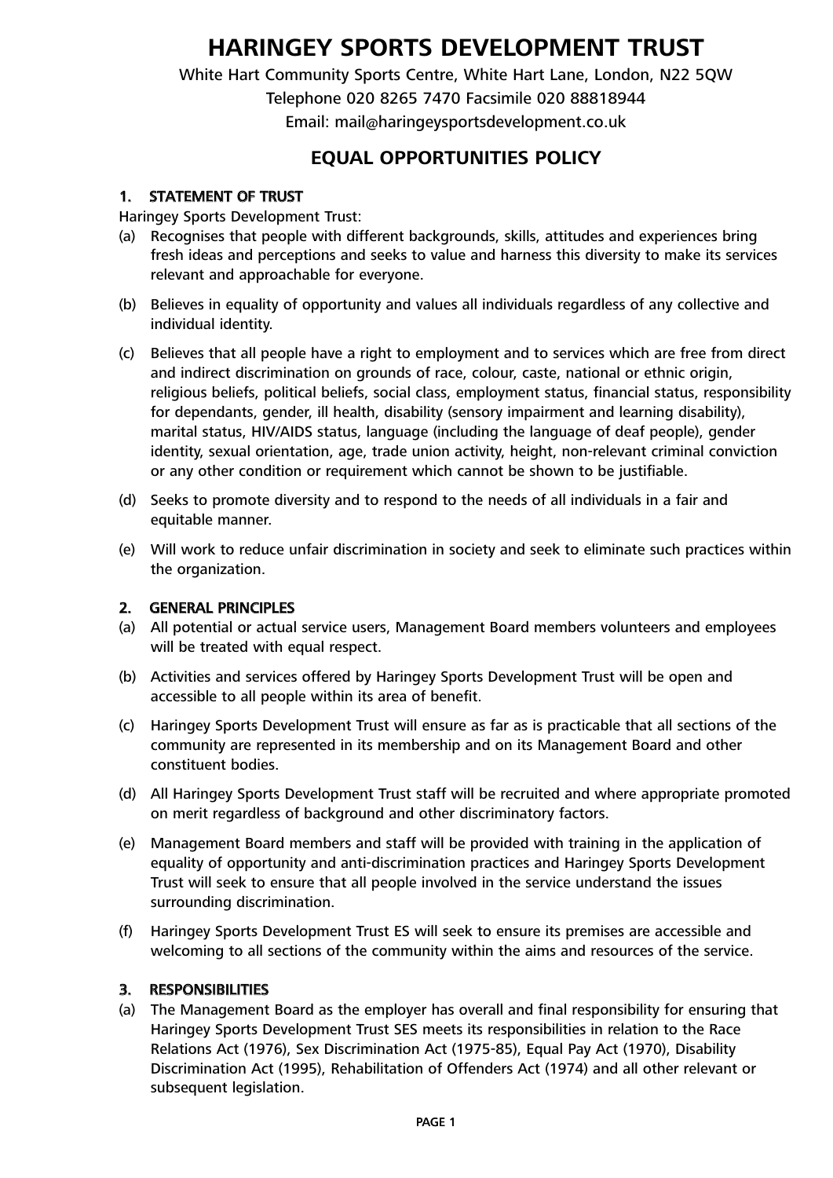# HARINGEY SPORTS DEVELOPMENT TRUST

White Hart Community Sports Centre, White Hart Lane, London, N22 5QW
Telephone 020 8265 7470 Facsimile 020 88818944
Email: mail@haringeysportsdevelopment.co.uk

## EQUAL OPPORTUNITIES POLICY

### 1. STATEMENT OF TRUST

Haringey Sports Development Trust:

(a) Recognises that people with different backgrounds, skills, attitudes and experiences bring fresh ideas and perceptions and seeks to value and harness this diversity to make its services relevant and approachable for everyone.

(b) Believes in equality of opportunity and values all individuals regardless of any collective and individual identity.

(c) Believes that all people have a right to employment and to services which are free from direct and indirect discrimination on grounds of race, colour, caste, national or ethnic origin, religious beliefs, political beliefs, social class, employment status, financial status, responsibility for dependants, gender, ill health, disability (sensory impairment and learning disability), marital status, HIV/AIDS status, language (including the language of deaf people), gender identity, sexual orientation, age, trade union activity, height, non-relevant criminal conviction or any other condition or requirement which cannot be shown to be justifiable.

(d) Seeks to promote diversity and to respond to the needs of all individuals in a fair and equitable manner.

(e) Will work to reduce unfair discrimination in society and seek to eliminate such practices within the organization.

### 2. GENERAL PRINCIPLES

(a) All potential or actual service users, Management Board members volunteers and employees will be treated with equal respect.

(b) Activities and services offered by Haringey Sports Development Trust will be open and accessible to all people within its area of benefit.

(c) Haringey Sports Development Trust will ensure as far as is practicable that all sections of the community are represented in its membership and on its Management Board and other constituent bodies.

(d) All Haringey Sports Development Trust staff will be recruited and where appropriate promoted on merit regardless of background and other discriminatory factors.

(e) Management Board members and staff will be provided with training in the application of equality of opportunity and anti-discrimination practices and Haringey Sports Development Trust will seek to ensure that all people involved in the service understand the issues surrounding discrimination.

(f) Haringey Sports Development Trust ES will seek to ensure its premises are accessible and welcoming to all sections of the community within the aims and resources of the service.

### 3. RESPONSIBILITIES

(a) The Management Board as the employer has overall and final responsibility for ensuring that Haringey Sports Development Trust SES meets its responsibilities in relation to the Race Relations Act (1976), Sex Discrimination Act (1975-85), Equal Pay Act (1970), Disability Discrimination Act (1995), Rehabilitation of Offenders Act (1974) and all other relevant or subsequent legislation.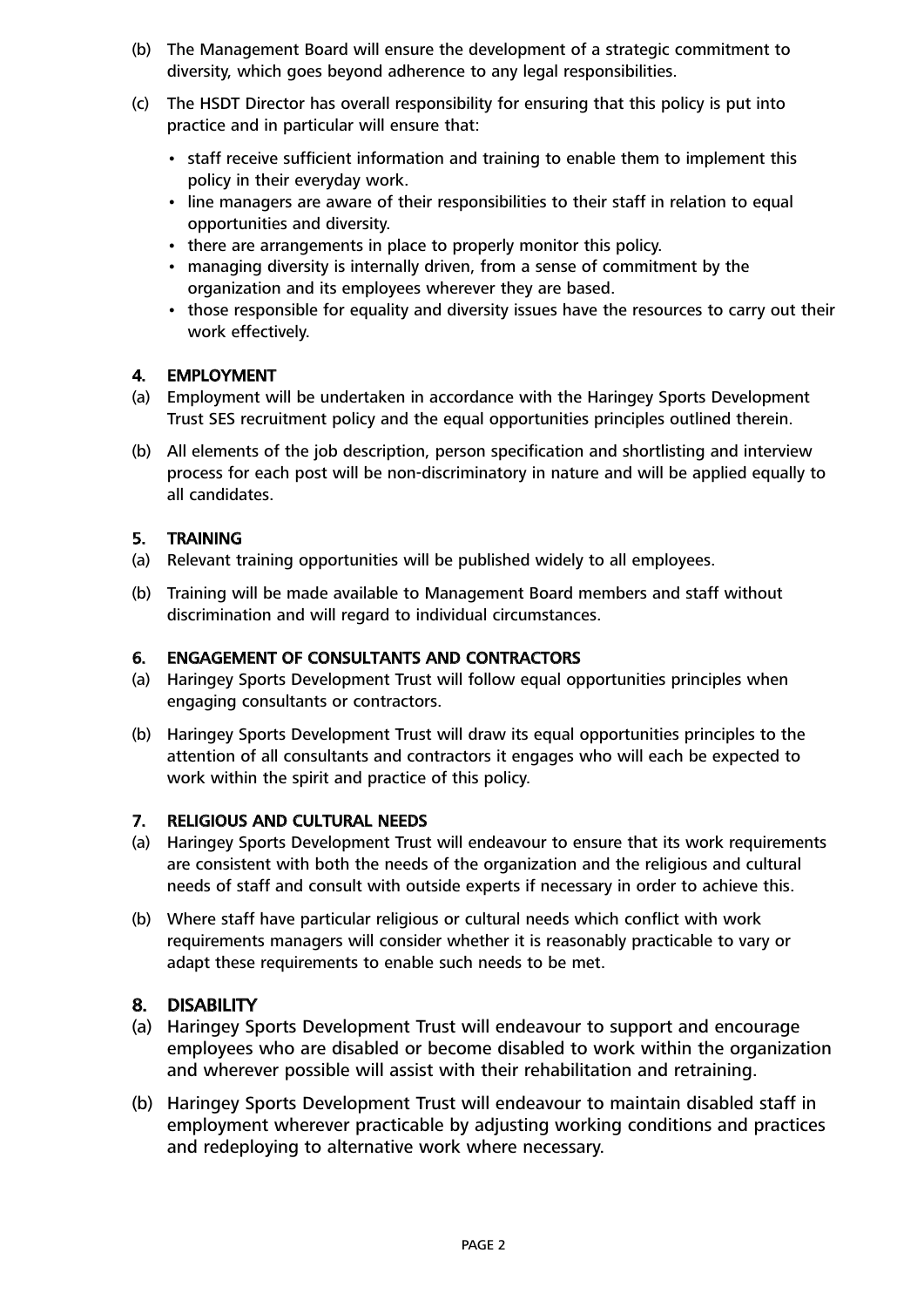(b) The Management Board will ensure the development of a strategic commitment to diversity, which goes beyond adherence to any legal responsibilities.

(c) The HSDT Director has overall responsibility for ensuring that this policy is put into practice and in particular will ensure that:

- staff receive sufficient information and training to enable them to implement this policy in their everyday work.
- line managers are aware of their responsibilities to their staff in relation to equal opportunities and diversity.
- there are arrangements in place to properly monitor this policy.
- managing diversity is internally driven, from a sense of commitment by the organization and its employees wherever they are based.
- those responsible for equality and diversity issues have the resources to carry out their work effectively.

## 4. EMPLOYMENT

(a) Employment will be undertaken in accordance with the Haringey Sports Development Trust SES recruitment policy and the equal opportunities principles outlined therein.

(b) All elements of the job description, person specification and shortlisting and interview process for each post will be non-discriminatory in nature and will be applied equally to all candidates.

## 5. TRAINING

(a) Relevant training opportunities will be published widely to all employees.

(b) Training will be made available to Management Board members and staff without discrimination and will regard to individual circumstances.

## 6. ENGAGEMENT OF CONSULTANTS AND CONTRACTORS

(a) Haringey Sports Development Trust will follow equal opportunities principles when engaging consultants or contractors.

(b) Haringey Sports Development Trust will draw its equal opportunities principles to the attention of all consultants and contractors it engages who will each be expected to work within the spirit and practice of this policy.

## 7. RELIGIOUS AND CULTURAL NEEDS

(a) Haringey Sports Development Trust will endeavour to ensure that its work requirements are consistent with both the needs of the organization and the religious and cultural needs of staff and consult with outside experts if necessary in order to achieve this.

(b) Where staff have particular religious or cultural needs which conflict with work requirements managers will consider whether it is reasonably practicable to vary or adapt these requirements to enable such needs to be met.

## 8. DISABILITY

(a) Haringey Sports Development Trust will endeavour to support and encourage employees who are disabled or become disabled to work within the organization and wherever possible will assist with their rehabilitation and retraining.

(b) Haringey Sports Development Trust will endeavour to maintain disabled staff in employment wherever practicable by adjusting working conditions and practices and redeploying to alternative work where necessary.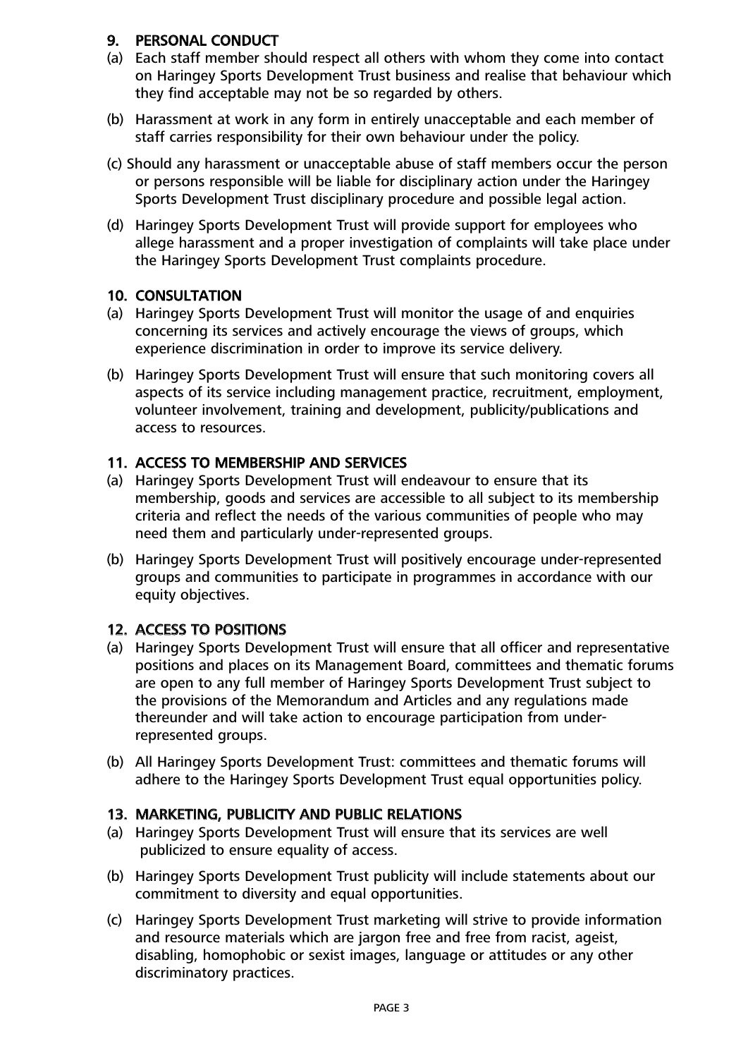## 9. PERSONAL CONDUCT

(a) Each staff member should respect all others with whom they come into contact on Haringey Sports Development Trust business and realise that behaviour which they find acceptable may not be so regarded by others.

(b) Harassment at work in any form in entirely unacceptable and each member of staff carries responsibility for their own behaviour under the policy.

(c) Should any harassment or unacceptable abuse of staff members occur the person or persons responsible will be liable for disciplinary action under the Haringey Sports Development Trust disciplinary procedure and possible legal action.

(d) Haringey Sports Development Trust will provide support for employees who allege harassment and a proper investigation of complaints will take place under the Haringey Sports Development Trust complaints procedure.

## 10. CONSULTATION

(a) Haringey Sports Development Trust will monitor the usage of and enquiries concerning its services and actively encourage the views of groups, which experience discrimination in order to improve its service delivery.

(b) Haringey Sports Development Trust will ensure that such monitoring covers all aspects of its service including management practice, recruitment, employment, volunteer involvement, training and development, publicity/publications and access to resources.

## 11. ACCESS TO MEMBERSHIP AND SERVICES

(a) Haringey Sports Development Trust will endeavour to ensure that its membership, goods and services are accessible to all subject to its membership criteria and reflect the needs of the various communities of people who may need them and particularly under-represented groups.

(b) Haringey Sports Development Trust will positively encourage under-represented groups and communities to participate in programmes in accordance with our equity objectives.

## 12. ACCESS TO POSITIONS

(a) Haringey Sports Development Trust will ensure that all officer and representative positions and places on its Management Board, committees and thematic forums are open to any full member of Haringey Sports Development Trust subject to the provisions of the Memorandum and Articles and any regulations made thereunder and will take action to encourage participation from under-represented groups.

(b) All Haringey Sports Development Trust: committees and thematic forums will adhere to the Haringey Sports Development Trust equal opportunities policy.

## 13. MARKETING, PUBLICITY AND PUBLIC RELATIONS

(a) Haringey Sports Development Trust will ensure that its services are well publicized to ensure equality of access.

(b) Haringey Sports Development Trust publicity will include statements about our commitment to diversity and equal opportunities.

(c) Haringey Sports Development Trust marketing will strive to provide information and resource materials which are jargon free and free from racist, ageist, disabling, homophobic or sexist images, language or attitudes or any other discriminatory practices.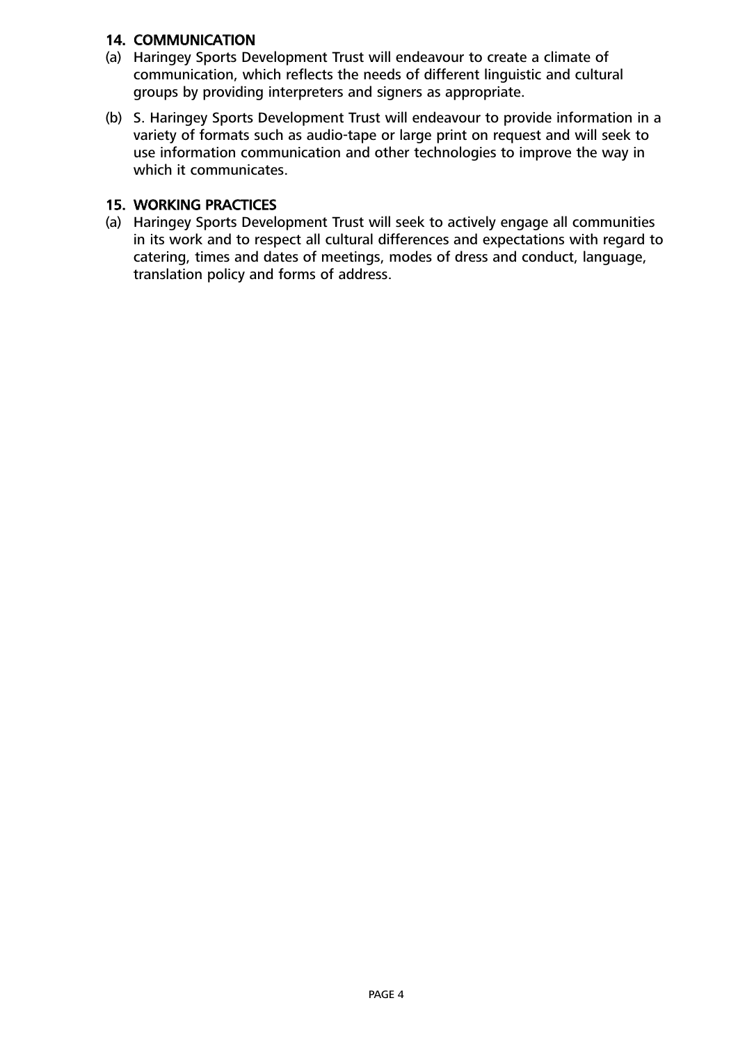## 14. COMMUNICATION

(a) Haringey Sports Development Trust will endeavour to create a climate of communication, which reflects the needs of different linguistic and cultural groups by providing interpreters and signers as appropriate.

(b) S. Haringey Sports Development Trust will endeavour to provide information in a variety of formats such as audio-tape or large print on request and will seek to use information communication and other technologies to improve the way in which it communicates.

## 15. WORKING PRACTICES

(a) Haringey Sports Development Trust will seek to actively engage all communities in its work and to respect all cultural differences and expectations with regard to catering, times and dates of meetings, modes of dress and conduct, language, translation policy and forms of address.